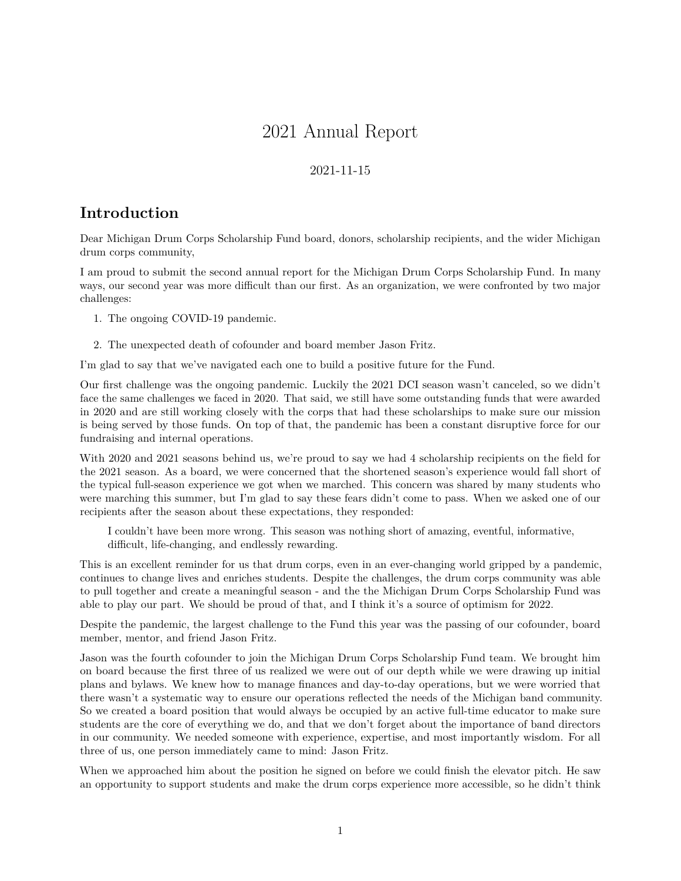# 2021 Annual Report

2021-11-15

## Introduction

Dear Michigan Drum Corps Scholarship Fund board, donors, scholarship recipients, and the wider Michigan drum corps community,

I am proud to submit the second annual report for the Michigan Drum Corps Scholarship Fund. In many ways, our second year was more difficult than our first. As an organization, we were confronted by two major challenges:

1. The ongoing COVID-19 pandemic.

2. The unexpected death of cofounder and board member Jason Fritz.

I'm glad to say that we've navigated each one to build a positive future for the Fund.

Our first challenge was the ongoing pandemic. Luckily the 2021 DCI season wasn't canceled, so we didn't face the same challenges we faced in 2020. That said, we still have some outstanding funds that were awarded in 2020 and are still working closely with the corps that had these scholarships to make sure our mission is being served by those funds. On top of that, the pandemic has been a constant disruptive force for our fundraising and internal operations.

With 2020 and 2021 seasons behind us, we're proud to say we had 4 scholarship recipients on the field for the 2021 season. As a board, we were concerned that the shortened season's experience would fall short of the typical full-season experience we got when we marched. This concern was shared by many students who were marching this summer, but I'm glad to say these fears didn't come to pass. When we asked one of our recipients after the season about these expectations, they responded:

> I couldn't have been more wrong. This season was nothing short of amazing, eventful, informative, difficult, life-changing, and endlessly rewarding.

This is an excellent reminder for us that drum corps, even in an ever-changing world gripped by a pandemic, continues to change lives and enriches students. Despite the challenges, the drum corps community was able to pull together and create a meaningful season - and the the Michigan Drum Corps Scholarship Fund was able to play our part. We should be proud of that, and I think it's a source of optimism for 2022.

Despite the pandemic, the largest challenge to the Fund this year was the passing of our cofounder, board member, mentor, and friend Jason Fritz.

Jason was the fourth cofounder to join the Michigan Drum Corps Scholarship Fund team. We brought him on board because the first three of us realized we were out of our depth while we were drawing up initial plans and bylaws. We knew how to manage finances and day-to-day operations, but we were worried that there wasn't a systematic way to ensure our operations reflected the needs of the Michigan band community. So we created a board position that would always be occupied by an active full-time educator to make sure students are the core of everything we do, and that we don't forget about the importance of band directors in our community. We needed someone with experience, expertise, and most importantly wisdom. For all three of us, one person immediately came to mind: Jason Fritz.

When we approached him about the position he signed on before we could finish the elevator pitch. He saw an opportunity to support students and make the drum corps experience more accessible, so he didn't think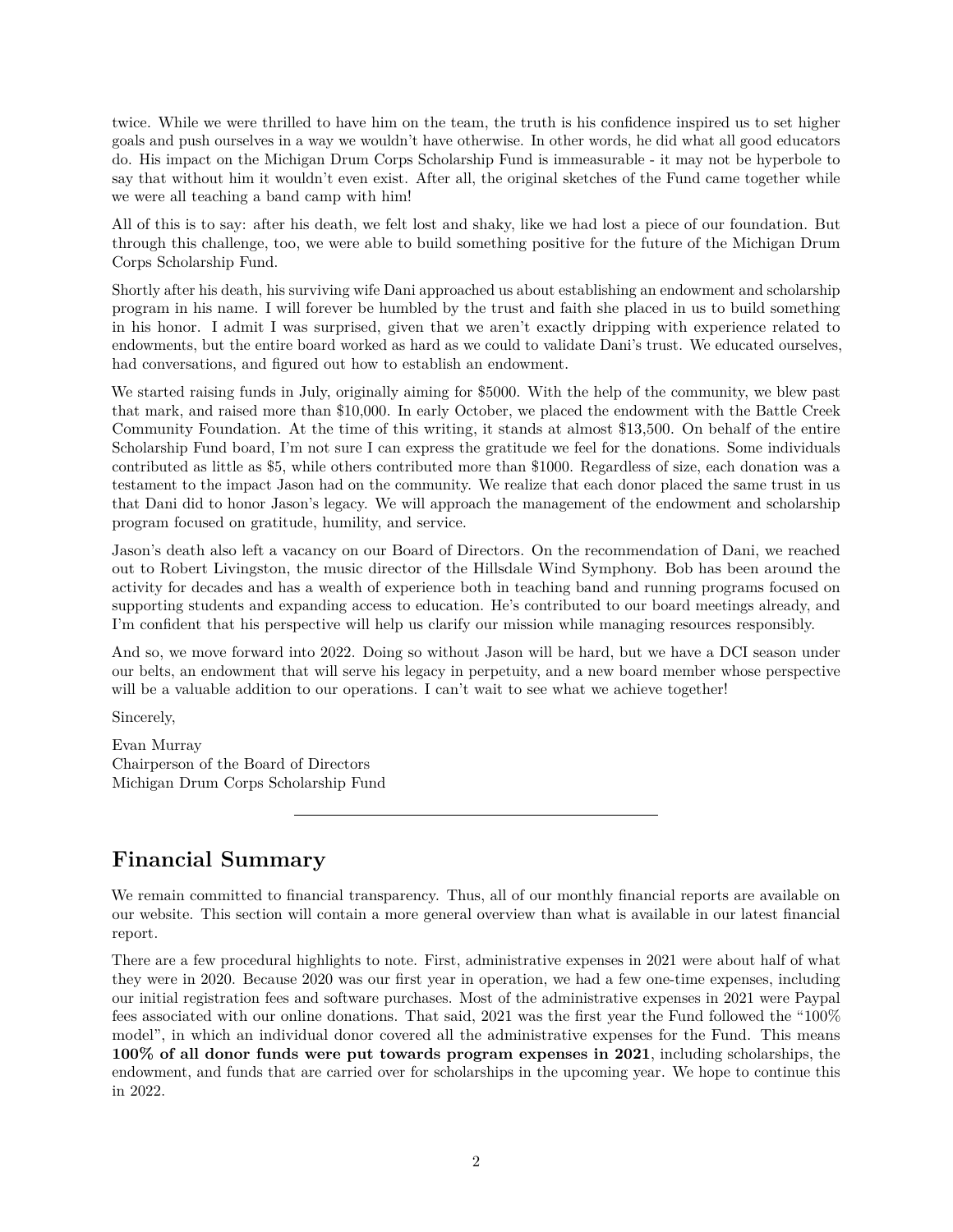twice. While we were thrilled to have him on the team, the truth is his confidence inspired us to set higher goals and push ourselves in a way we wouldn't have otherwise. In other words, he did what all good educators do. His impact on the Michigan Drum Corps Scholarship Fund is immeasurable - it may not be hyperbole to say that without him it wouldn't even exist. After all, the original sketches of the Fund came together while we were all teaching a band camp with him!

All of this is to say: after his death, we felt lost and shaky, like we had lost a piece of our foundation. But through this challenge, too, we were able to build something positive for the future of the Michigan Drum Corps Scholarship Fund.

Shortly after his death, his surviving wife Dani approached us about establishing an endowment and scholarship program in his name. I will forever be humbled by the trust and faith she placed in us to build something in his honor. I admit I was surprised, given that we aren't exactly dripping with experience related to endowments, but the entire board worked as hard as we could to validate Dani's trust. We educated ourselves, had conversations, and figured out how to establish an endowment.

We started raising funds in July, originally aiming for $5000. With the help of the community, we blew past that mark, and raised more than $10,000. In early October, we placed the endowment with the Battle Creek Community Foundation. At the time of this writing, it stands at almost $13,500. On behalf of the entire Scholarship Fund board, I'm not sure I can express the gratitude we feel for the donations. Some individuals contributed as little as $5, while others contributed more than $1000. Regardless of size, each donation was a testament to the impact Jason had on the community. We realize that each donor placed the same trust in us that Dani did to honor Jason's legacy. We will approach the management of the endowment and scholarship program focused on gratitude, humility, and service.

Jason's death also left a vacancy on our Board of Directors. On the recommendation of Dani, we reached out to Robert Livingston, the music director of the Hillsdale Wind Symphony. Bob has been around the activity for decades and has a wealth of experience both in teaching band and running programs focused on supporting students and expanding access to education. He's contributed to our board meetings already, and I'm confident that his perspective will help us clarify our mission while managing resources responsibly.

And so, we move forward into 2022. Doing so without Jason will be hard, but we have a DCI season under our belts, an endowment that will serve his legacy in perpetuity, and a new board member whose perspective will be a valuable addition to our operations. I can't wait to see what we achieve together!

Sincerely,

Evan Murray
Chairperson of the Board of Directors
Michigan Drum Corps Scholarship Fund

---

## Financial Summary

We remain committed to financial transparency. Thus, all of our monthly financial reports are available on our website. This section will contain a more general overview than what is available in our latest financial report.

There are a few procedural highlights to note. First, administrative expenses in 2021 were about half of what they were in 2020. Because 2020 was our first year in operation, we had a few one-time expenses, including our initial registration fees and software purchases. Most of the administrative expenses in 2021 were Paypal fees associated with our online donations. That said, 2021 was the first year the Fund followed the "100% model", in which an individual donor covered all the administrative expenses for the Fund. This means **100% of all donor funds were put towards program expenses in 2021**, including scholarships, the endowment, and funds that are carried over for scholarships in the upcoming year. We hope to continue this in 2022.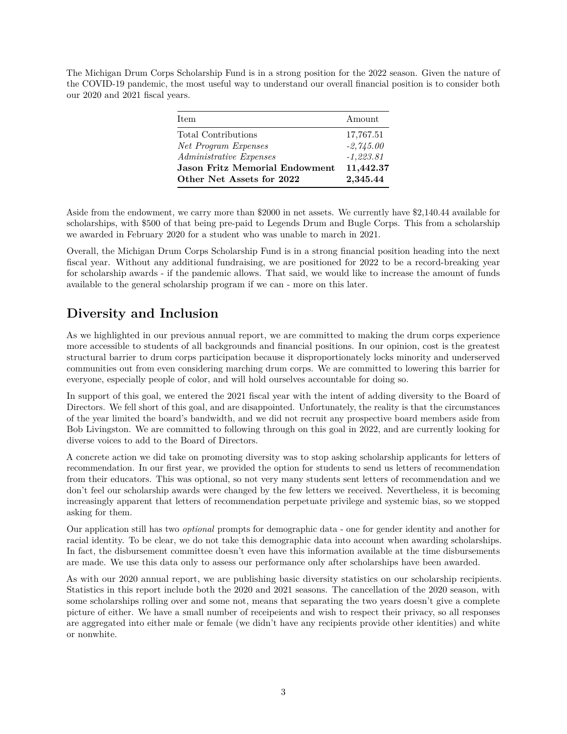The Michigan Drum Corps Scholarship Fund is in a strong position for the 2022 season. Given the nature of the COVID-19 pandemic, the most useful way to understand our overall financial position is to consider both our 2020 and 2021 fiscal years.

| Item | Amount |
|---|---|
| Total Contributions | 17,767.51 |
| *Net Program Expenses* | *-2,745.00* |
| *Administrative Expenses* | *-1,223.81* |
| **Jason Fritz Memorial Endowment** | **11,442.37** |
| **Other Net Assets for 2022** | **2,345.44** |

Aside from the endowment, we carry more than $2000 in net assets. We currently have $2,140.44 available for scholarships, with $500 of that being pre-paid to Legends Drum and Bugle Corps. This from a scholarship we awarded in February 2020 for a student who was unable to march in 2021.

Overall, the Michigan Drum Corps Scholarship Fund is in a strong financial position heading into the next fiscal year. Without any additional fundraising, we are positioned for 2022 to be a record-breaking year for scholarship awards - if the pandemic allows. That said, we would like to increase the amount of funds available to the general scholarship program if we can - more on this later.

## Diversity and Inclusion

As we highlighted in our previous annual report, we are committed to making the drum corps experience more accessible to students of all backgrounds and financial positions. In our opinion, cost is the greatest structural barrier to drum corps participation because it disproportionately locks minority and underserved communities out from even considering marching drum corps. We are committed to lowering this barrier for everyone, especially people of color, and will hold ourselves accountable for doing so.

In support of this goal, we entered the 2021 fiscal year with the intent of adding diversity to the Board of Directors. We fell short of this goal, and are disappointed. Unfortunately, the reality is that the circumstances of the year limited the board's bandwidth, and we did not recruit any prospective board members aside from Bob Livingston. We are committed to following through on this goal in 2022, and are currently looking for diverse voices to add to the Board of Directors.

A concrete action we did take on promoting diversity was to stop asking scholarship applicants for letters of recommendation. In our first year, we provided the option for students to send us letters of recommendation from their educators. This was optional, so not very many students sent letters of recommendation and we don't feel our scholarship awards were changed by the few letters we received. Nevertheless, it is becoming increasingly apparent that letters of recommendation perpetuate privilege and systemic bias, so we stopped asking for them.

Our application still has two *optional* prompts for demographic data - one for gender identity and another for racial identity. To be clear, we do not take this demographic data into account when awarding scholarships. In fact, the disbursement committee doesn't even have this information available at the time disbursements are made. We use this data only to assess our performance only after scholarships have been awarded.

As with our 2020 annual report, we are publishing basic diversity statistics on our scholarship recipients. Statistics in this report include both the 2020 and 2021 seasons. The cancellation of the 2020 season, with some scholarships rolling over and some not, means that separating the two years doesn't give a complete picture of either. We have a small number of receipeients and wish to respect their privacy, so all responses are aggregated into either male or female (we didn't have any recipients provide other identities) and white or nonwhite.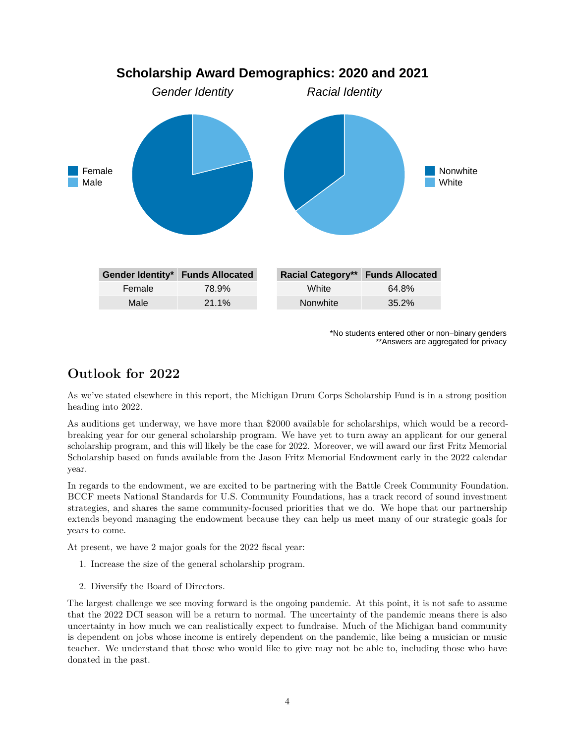## Scholarship Award Demographics: 2020 and 2021

*Gender Identity* *Racial Identity*

Female
Male

Nonwhite
White

| Gender Identity* | Funds Allocated |
| --- | --- |
| Female | 78.9% |
| Male | 21.1% |

| Racial Category** | Funds Allocated |
| --- | --- |
| White | 64.8% |
| Nonwhite | 35.2% |

*No students entered other or non−binary genders
**Answers are aggregated for privacy

## Outlook for 2022

As we've stated elsewhere in this report, the Michigan Drum Corps Scholarship Fund is in a strong position heading into 2022.

As auditions get underway, we have more than $2000 available for scholarships, which would be a record-breaking year for our general scholarship program. We have yet to turn away an applicant for our general scholarship program, and this will likely be the case for 2022. Moreover, we will award our first Fritz Memorial Scholarship based on funds available from the Jason Fritz Memorial Endowment early in the 2022 calendar year.

In regards to the endowment, we are excited to be partnering with the Battle Creek Community Foundation. BCCF meets National Standards for U.S. Community Foundations, has a track record of sound investment strategies, and shares the same community-focused priorities that we do. We hope that our partnership extends beyond managing the endowment because they can help us meet many of our strategic goals for years to come.

At present, we have 2 major goals for the 2022 fiscal year:

1. Increase the size of the general scholarship program.
2. Diversify the Board of Directors.

The largest challenge we see moving forward is the ongoing pandemic. At this point, it is not safe to assume that the 2022 DCI season will be a return to normal. The uncertainty of the pandemic means there is also uncertainty in how much we can realistically expect to fundraise. Much of the Michigan band community is dependent on jobs whose income is entirely dependent on the pandemic, like being a musician or music teacher. We understand that those who would like to give may not be able to, including those who have donated in the past.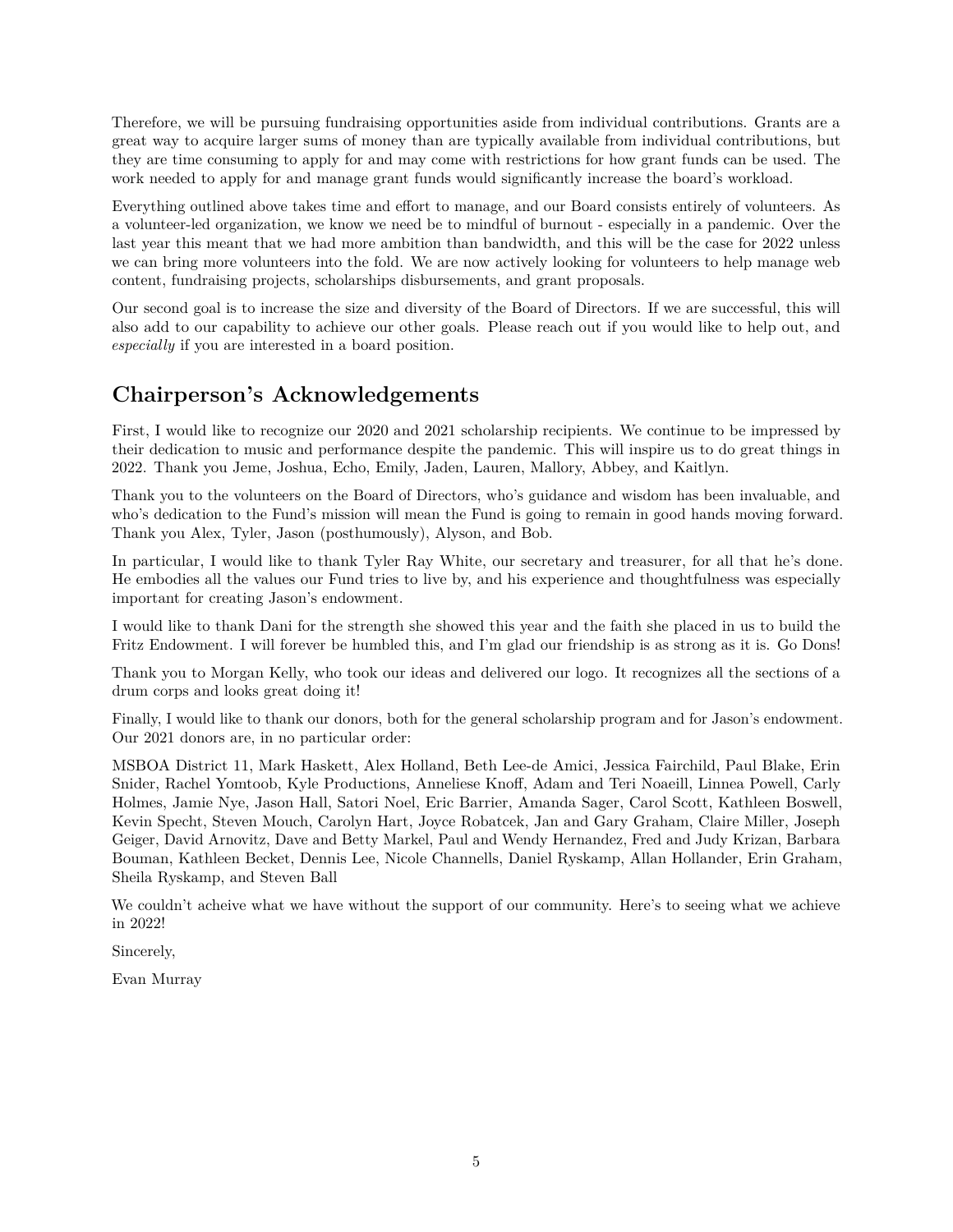Therefore, we will be pursuing fundraising opportunities aside from individual contributions. Grants are a great way to acquire larger sums of money than are typically available from individual contributions, but they are time consuming to apply for and may come with restrictions for how grant funds can be used. The work needed to apply for and manage grant funds would significantly increase the board's workload.

Everything outlined above takes time and effort to manage, and our Board consists entirely of volunteers. As a volunteer-led organization, we know we need be to mindful of burnout - especially in a pandemic. Over the last year this meant that we had more ambition than bandwidth, and this will be the case for 2022 unless we can bring more volunteers into the fold. We are now actively looking for volunteers to help manage web content, fundraising projects, scholarships disbursements, and grant proposals.

Our second goal is to increase the size and diversity of the Board of Directors. If we are successful, this will also add to our capability to achieve our other goals. Please reach out if you would like to help out, and *especially* if you are interested in a board position.

## Chairperson's Acknowledgements

First, I would like to recognize our 2020 and 2021 scholarship recipients. We continue to be impressed by their dedication to music and performance despite the pandemic. This will inspire us to do great things in 2022. Thank you Jeme, Joshua, Echo, Emily, Jaden, Lauren, Mallory, Abbey, and Kaitlyn.

Thank you to the volunteers on the Board of Directors, who's guidance and wisdom has been invaluable, and who's dedication to the Fund's mission will mean the Fund is going to remain in good hands moving forward. Thank you Alex, Tyler, Jason (posthumously), Alyson, and Bob.

In particular, I would like to thank Tyler Ray White, our secretary and treasurer, for all that he's done. He embodies all the values our Fund tries to live by, and his experience and thoughtfulness was especially important for creating Jason's endowment.

I would like to thank Dani for the strength she showed this year and the faith she placed in us to build the Fritz Endowment. I will forever be humbled this, and I'm glad our friendship is as strong as it is. Go Dons!

Thank you to Morgan Kelly, who took our ideas and delivered our logo. It recognizes all the sections of a drum corps and looks great doing it!

Finally, I would like to thank our donors, both for the general scholarship program and for Jason's endowment. Our 2021 donors are, in no particular order:

MSBOA District 11, Mark Haskett, Alex Holland, Beth Lee-de Amici, Jessica Fairchild, Paul Blake, Erin Snider, Rachel Yomtoob, Kyle Productions, Anneliese Knoff, Adam and Teri Noaeill, Linnea Powell, Carly Holmes, Jamie Nye, Jason Hall, Satori Noel, Eric Barrier, Amanda Sager, Carol Scott, Kathleen Boswell, Kevin Specht, Steven Mouch, Carolyn Hart, Joyce Robatcek, Jan and Gary Graham, Claire Miller, Joseph Geiger, David Arnovitz, Dave and Betty Markel, Paul and Wendy Hernandez, Fred and Judy Krizan, Barbara Bouman, Kathleen Becket, Dennis Lee, Nicole Channells, Daniel Ryskamp, Allan Hollander, Erin Graham, Sheila Ryskamp, and Steven Ball

We couldn't acheive what we have without the support of our community. Here's to seeing what we achieve in 2022!

Sincerely,

Evan Murray